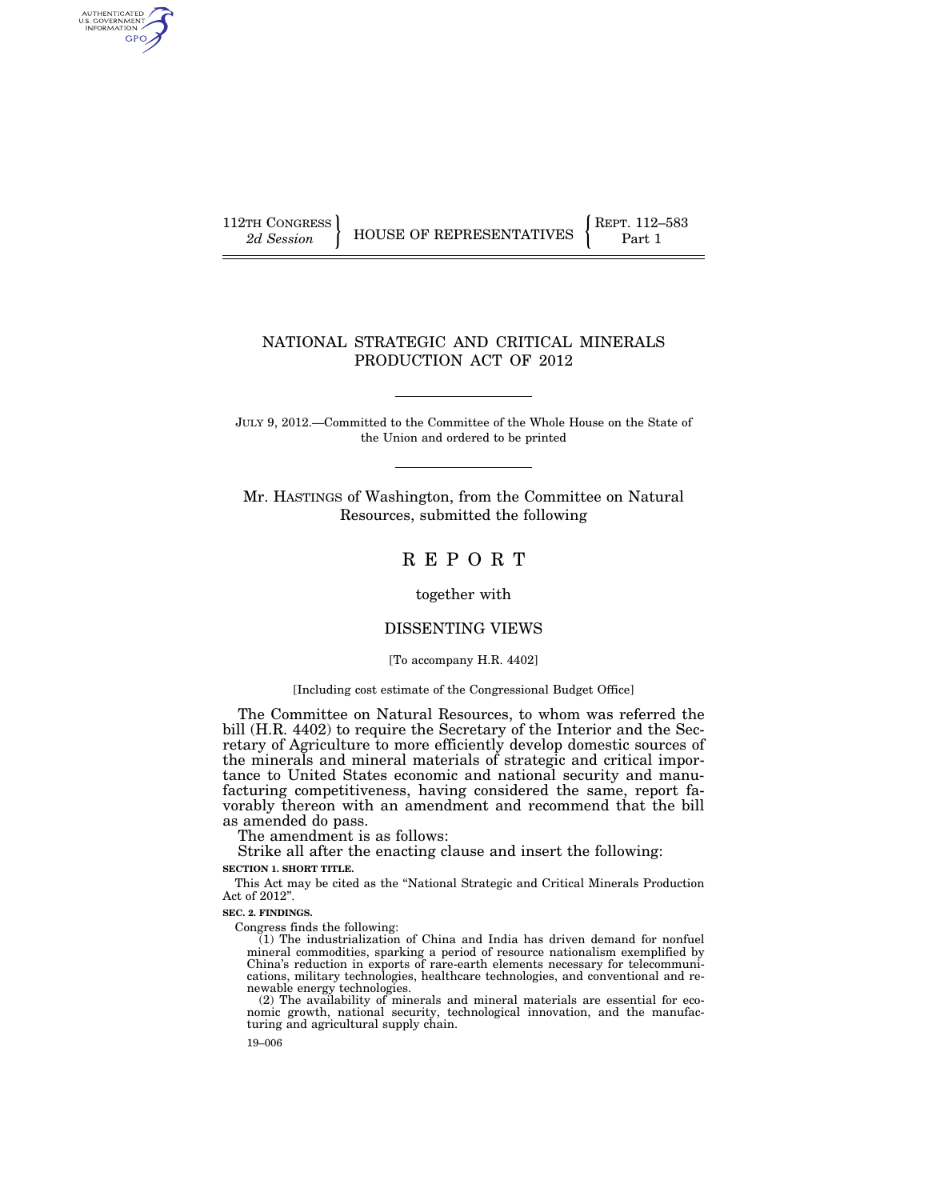112TH CONGRESS
*2d Session*

HOUSE OF REPRESENTATIVES

REPT. 112–583
Part 1

# NATIONAL STRATEGIC AND CRITICAL MINERALS PRODUCTION ACT OF 2012

JULY 9, 2012.—Committed to the Committee of the Whole House on the State of the Union and ordered to be printed

Mr. HASTINGS of Washington, from the Committee on Natural Resources, submitted the following

## R E P O R T

together with

## DISSENTING VIEWS

[To accompany H.R. 4402]

[Including cost estimate of the Congressional Budget Office]

The Committee on Natural Resources, to whom was referred the bill (H.R. 4402) to require the Secretary of the Interior and the Secretary of Agriculture to more efficiently develop domestic sources of the minerals and mineral materials of strategic and critical importance to United States economic and national security and manufacturing competitiveness, having considered the same, report favorably thereon with an amendment and recommend that the bill as amended do pass.

The amendment is as follows:

Strike all after the enacting clause and insert the following:

**SECTION 1. SHORT TITLE.**

This Act may be cited as the "National Strategic and Critical Minerals Production Act of 2012".

**SEC. 2. FINDINGS.**

Congress finds the following:

(1) The industrialization of China and India has driven demand for nonfuel mineral commodities, sparking a period of resource nationalism exemplified by China's reduction in exports of rare-earth elements necessary for telecommunications, military technologies, healthcare technologies, and conventional and renewable energy technologies.

(2) The availability of minerals and mineral materials are essential for economic growth, national security, technological innovation, and the manufacturing and agricultural supply chain.

19–006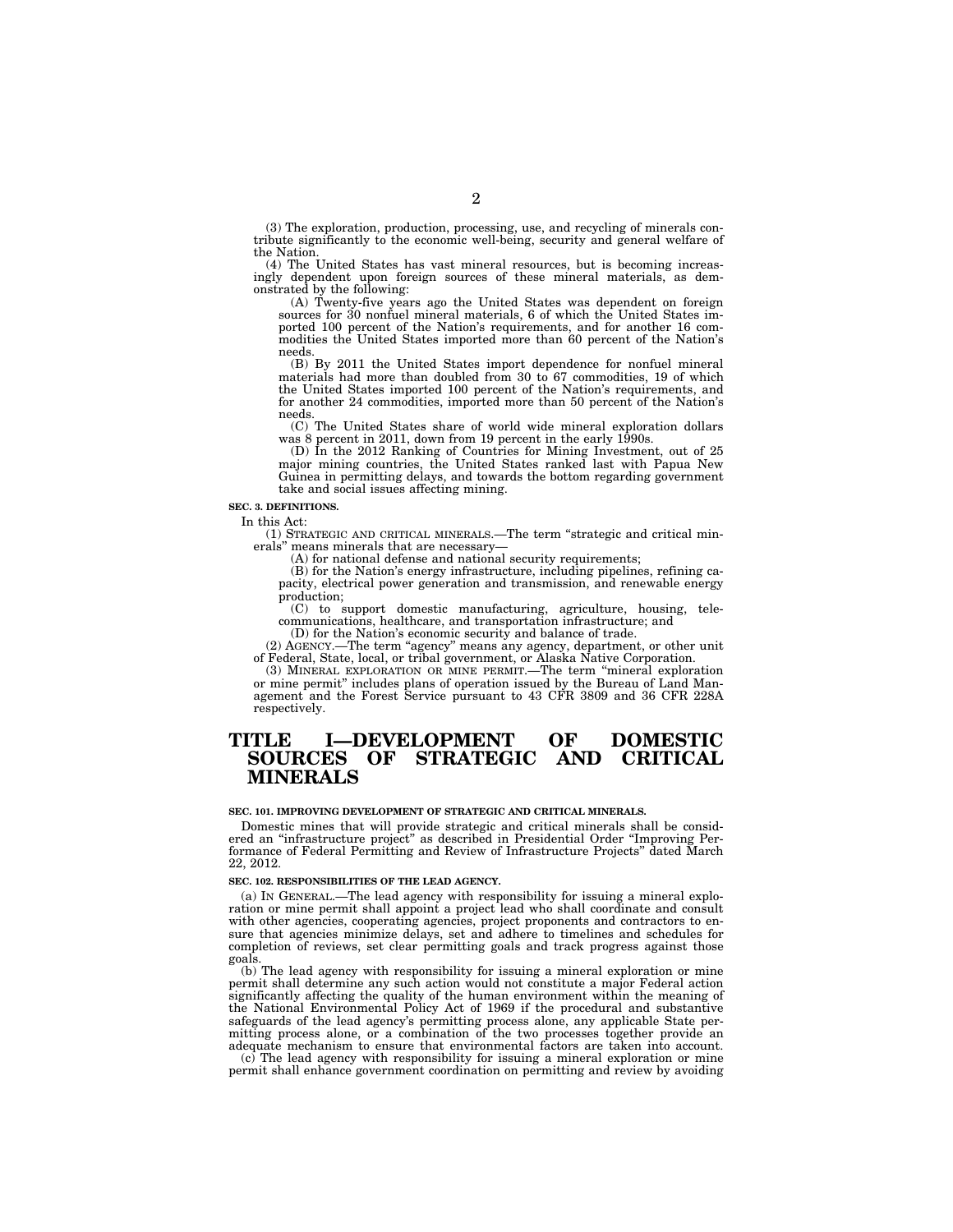(3) The exploration, production, processing, use, and recycling of minerals contribute significantly to the economic well-being, security and general welfare of the Nation.

(4) The United States has vast mineral resources, but is becoming increasingly dependent upon foreign sources of these mineral materials, as demonstrated by the following:

(A) Twenty-five years ago the United States was dependent on foreign sources for 30 nonfuel mineral materials, 6 of which the United States imported 100 percent of the Nation's requirements, and for another 16 commodities the United States imported more than 60 percent of the Nation's needs.

(B) By 2011 the United States import dependence for nonfuel mineral materials had more than doubled from 30 to 67 commodities, 19 of which the United States imported 100 percent of the Nation's requirements, and for another 24 commodities, imported more than 50 percent of the Nation's needs.

(C) The United States share of world wide mineral exploration dollars was 8 percent in 2011, down from 19 percent in the early 1990s.

(D) In the 2012 Ranking of Countries for Mining Investment, out of 25 major mining countries, the United States ranked last with Papua New Guinea in permitting delays, and towards the bottom regarding government take and social issues affecting mining.

**SEC. 3. DEFINITIONS.**

In this Act:

(1) STRATEGIC AND CRITICAL MINERALS.—The term "strategic and critical minerals" means minerals that are necessary—

(A) for national defense and national security requirements;

(B) for the Nation's energy infrastructure, including pipelines, refining capacity, electrical power generation and transmission, and renewable energy production;

(C) to support domestic manufacturing, agriculture, housing, telecommunications, healthcare, and transportation infrastructure; and

(D) for the Nation's economic security and balance of trade.

(2) AGENCY.—The term "agency" means any agency, department, or other unit of Federal, State, local, or tribal government, or Alaska Native Corporation.

(3) MINERAL EXPLORATION OR MINE PERMIT.—The term "mineral exploration or mine permit" includes plans of operation issued by the Bureau of Land Management and the Forest Service pursuant to 43 CFR 3809 and 36 CFR 228A respectively.

# TITLE I—DEVELOPMENT OF DOMESTIC SOURCES OF STRATEGIC AND CRITICAL MINERALS

**SEC. 101. IMPROVING DEVELOPMENT OF STRATEGIC AND CRITICAL MINERALS.**

Domestic mines that will provide strategic and critical minerals shall be considered an "infrastructure project" as described in Presidential Order "Improving Performance of Federal Permitting and Review of Infrastructure Projects" dated March 22, 2012.

**SEC. 102. RESPONSIBILITIES OF THE LEAD AGENCY.**

(a) IN GENERAL.—The lead agency with responsibility for issuing a mineral exploration or mine permit shall appoint a project lead who shall coordinate and consult with other agencies, cooperating agencies, project proponents and contractors to ensure that agencies minimize delays, set and adhere to timelines and schedules for completion of reviews, set clear permitting goals and track progress against those goals.

(b) The lead agency with responsibility for issuing a mineral exploration or mine permit shall determine any such action would not constitute a major Federal action significantly affecting the quality of the human environment within the meaning of the National Environmental Policy Act of 1969 if the procedural and substantive safeguards of the lead agency's permitting process alone, any applicable State permitting process alone, or a combination of the two processes together provide an adequate mechanism to ensure that environmental factors are taken into account.

(c) The lead agency with responsibility for issuing a mineral exploration or mine permit shall enhance government coordination on permitting and review by avoiding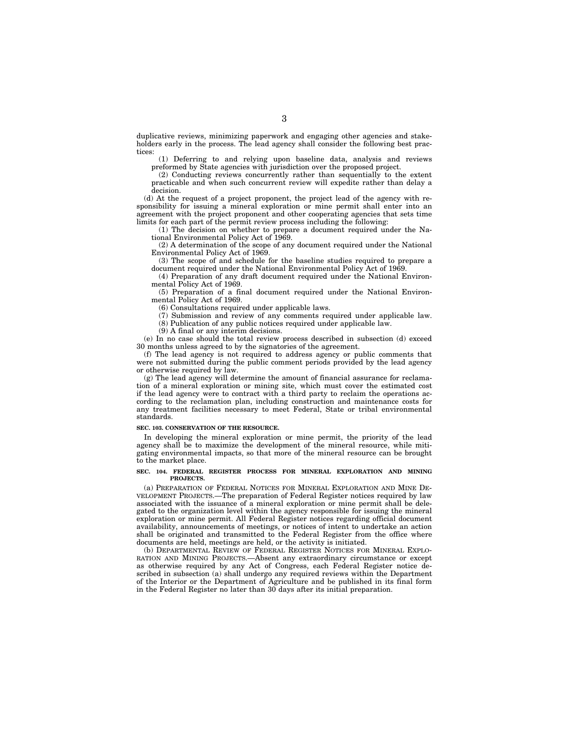duplicative reviews, minimizing paperwork and engaging other agencies and stakeholders early in the process. The lead agency shall consider the following best practices:

(1) Deferring to and relying upon baseline data, analysis and reviews preformed by State agencies with jurisdiction over the proposed project.

(2) Conducting reviews concurrently rather than sequentially to the extent practicable and when such concurrent review will expedite rather than delay a decision.

(d) At the request of a project proponent, the project lead of the agency with responsibility for issuing a mineral exploration or mine permit shall enter into an agreement with the project proponent and other cooperating agencies that sets time limits for each part of the permit review process including the following:

(1) The decision on whether to prepare a document required under the National Environmental Policy Act of 1969.

(2) A determination of the scope of any document required under the National Environmental Policy Act of 1969.

(3) The scope of and schedule for the baseline studies required to prepare a document required under the National Environmental Policy Act of 1969.

(4) Preparation of any draft document required under the National Environmental Policy Act of 1969.

(5) Preparation of a final document required under the National Environmental Policy Act of 1969.

(6) Consultations required under applicable laws.

(7) Submission and review of any comments required under applicable law.

(8) Publication of any public notices required under applicable law.

(9) A final or any interim decisions.

(e) In no case should the total review process described in subsection (d) exceed 30 months unless agreed to by the signatories of the agreement.

(f) The lead agency is not required to address agency or public comments that were not submitted during the public comment periods provided by the lead agency or otherwise required by law.

(g) The lead agency will determine the amount of financial assurance for reclamation of a mineral exploration or mining site, which must cover the estimated cost if the lead agency were to contract with a third party to reclaim the operations according to the reclamation plan, including construction and maintenance costs for any treatment facilities necessary to meet Federal, State or tribal environmental standards.

**SEC. 103. CONSERVATION OF THE RESOURCE.**

In developing the mineral exploration or mine permit, the priority of the lead agency shall be to maximize the development of the mineral resource, while mitigating environmental impacts, so that more of the mineral resource can be brought to the market place.

**SEC. 104. FEDERAL REGISTER PROCESS FOR MINERAL EXPLORATION AND MINING PROJECTS.**

(a) PREPARATION OF FEDERAL NOTICES FOR MINERAL EXPLORATION AND MINE DEVELOPMENT PROJECTS.—The preparation of Federal Register notices required by law associated with the issuance of a mineral exploration or mine permit shall be delegated to the organization level within the agency responsible for issuing the mineral exploration or mine permit. All Federal Register notices regarding official document availability, announcements of meetings, or notices of intent to undertake an action shall be originated and transmitted to the Federal Register from the office where documents are held, meetings are held, or the activity is initiated.

(b) DEPARTMENTAL REVIEW OF FEDERAL REGISTER NOTICES FOR MINERAL EXPLORATION AND MINING PROJECTS.—Absent any extraordinary circumstance or except as otherwise required by any Act of Congress, each Federal Register notice described in subsection (a) shall undergo any required reviews within the Department of the Interior or the Department of Agriculture and be published in its final form in the Federal Register no later than 30 days after its initial preparation.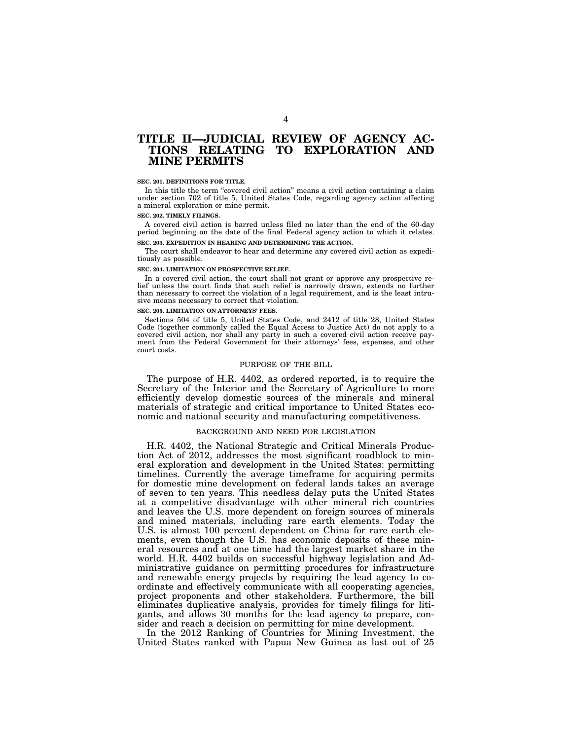# TITLE II—JUDICIAL REVIEW OF AGENCY ACTIONS RELATING TO EXPLORATION AND MINE PERMITS

**SEC. 201. DEFINITIONS FOR TITLE.**

In this title the term "covered civil action" means a civil action containing a claim under section 702 of title 5, United States Code, regarding agency action affecting a mineral exploration or mine permit.

**SEC. 202. TIMELY FILINGS.**

A covered civil action is barred unless filed no later than the end of the 60-day period beginning on the date of the final Federal agency action to which it relates.

**SEC. 203. EXPEDITION IN HEARING AND DETERMINING THE ACTION.**

The court shall endeavor to hear and determine any covered civil action as expeditiously as possible.

**SEC. 204. LIMITATION ON PROSPECTIVE RELIEF.**

In a covered civil action, the court shall not grant or approve any prospective relief unless the court finds that such relief is narrowly drawn, extends no further than necessary to correct the violation of a legal requirement, and is the least intrusive means necessary to correct that violation.

**SEC. 205. LIMITATION ON ATTORNEYS' FEES.**

Sections 504 of title 5, United States Code, and 2412 of title 28, United States Code (together commonly called the Equal Access to Justice Act) do not apply to a covered civil action, nor shall any party in such a covered civil action receive payment from the Federal Government for their attorneys' fees, expenses, and other court costs.

## PURPOSE OF THE BILL

The purpose of H.R. 4402, as ordered reported, is to require the Secretary of the Interior and the Secretary of Agriculture to more efficiently develop domestic sources of the minerals and mineral materials of strategic and critical importance to United States economic and national security and manufacturing competitiveness.

## BACKGROUND AND NEED FOR LEGISLATION

H.R. 4402, the National Strategic and Critical Minerals Production Act of 2012, addresses the most significant roadblock to mineral exploration and development in the United States: permitting timelines. Currently the average timeframe for acquiring permits for domestic mine development on federal lands takes an average of seven to ten years. This needless delay puts the United States at a competitive disadvantage with other mineral rich countries and leaves the U.S. more dependent on foreign sources of minerals and mined materials, including rare earth elements. Today the U.S. is almost 100 percent dependent on China for rare earth elements, even though the U.S. has economic deposits of these mineral resources and at one time had the largest market share in the world. H.R. 4402 builds on successful highway legislation and Administrative guidance on permitting procedures for infrastructure and renewable energy projects by requiring the lead agency to coordinate and effectively communicate with all cooperating agencies, project proponents and other stakeholders. Furthermore, the bill eliminates duplicative analysis, provides for timely filings for litigants, and allows 30 months for the lead agency to prepare, consider and reach a decision on permitting for mine development.

In the 2012 Ranking of Countries for Mining Investment, the United States ranked with Papua New Guinea as last out of 25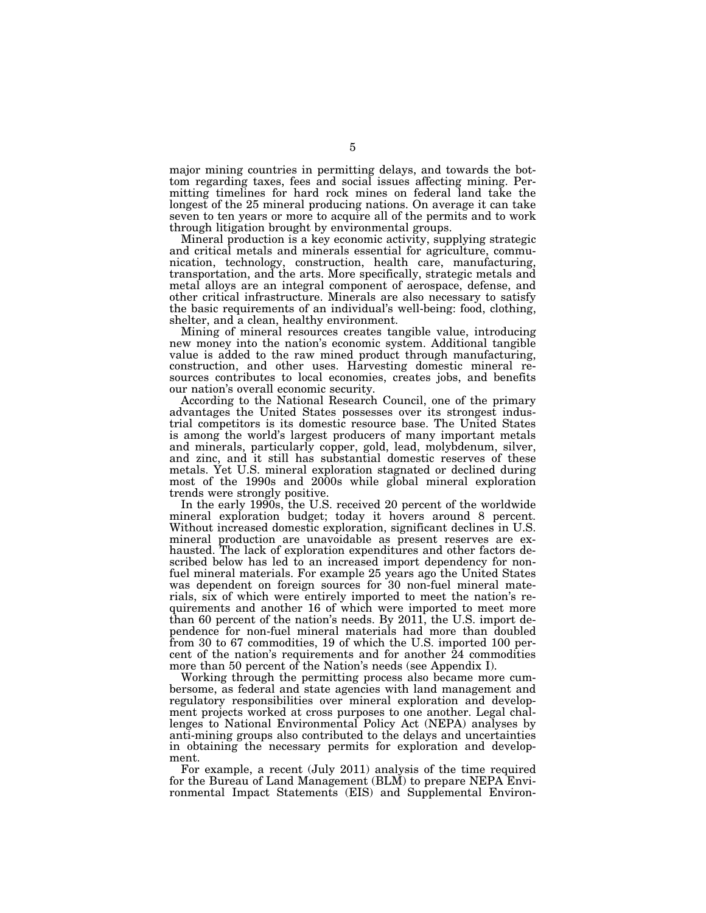major mining countries in permitting delays, and towards the bottom regarding taxes, fees and social issues affecting mining. Permitting timelines for hard rock mines on federal land take the longest of the 25 mineral producing nations. On average it can take seven to ten years or more to acquire all of the permits and to work through litigation brought by environmental groups.

Mineral production is a key economic activity, supplying strategic and critical metals and minerals essential for agriculture, communication, technology, construction, health care, manufacturing, transportation, and the arts. More specifically, strategic metals and metal alloys are an integral component of aerospace, defense, and other critical infrastructure. Minerals are also necessary to satisfy the basic requirements of an individual's well-being: food, clothing, shelter, and a clean, healthy environment.

Mining of mineral resources creates tangible value, introducing new money into the nation's economic system. Additional tangible value is added to the raw mined product through manufacturing, construction, and other uses. Harvesting domestic mineral resources contributes to local economies, creates jobs, and benefits our nation's overall economic security.

According to the National Research Council, one of the primary advantages the United States possesses over its strongest industrial competitors is its domestic resource base. The United States is among the world's largest producers of many important metals and minerals, particularly copper, gold, lead, molybdenum, silver, and zinc, and it still has substantial domestic reserves of these metals. Yet U.S. mineral exploration stagnated or declined during most of the 1990s and 2000s while global mineral exploration trends were strongly positive.

In the early 1990s, the U.S. received 20 percent of the worldwide mineral exploration budget; today it hovers around 8 percent. Without increased domestic exploration, significant declines in U.S. mineral production are unavoidable as present reserves are exhausted. The lack of exploration expenditures and other factors described below has led to an increased import dependency for non-fuel mineral materials. For example 25 years ago the United States was dependent on foreign sources for 30 non-fuel mineral materials, six of which were entirely imported to meet the nation's requirements and another 16 of which were imported to meet more than 60 percent of the nation's needs. By 2011, the U.S. import dependence for non-fuel mineral materials had more than doubled from 30 to 67 commodities, 19 of which the U.S. imported 100 percent of the nation's requirements and for another 24 commodities more than 50 percent of the Nation's needs (see Appendix I).

Working through the permitting process also became more cumbersome, as federal and state agencies with land management and regulatory responsibilities over mineral exploration and development projects worked at cross purposes to one another. Legal challenges to National Environmental Policy Act (NEPA) analyses by anti-mining groups also contributed to the delays and uncertainties in obtaining the necessary permits for exploration and development.

For example, a recent (July 2011) analysis of the time required for the Bureau of Land Management (BLM) to prepare NEPA Environmental Impact Statements (EIS) and Supplemental Environ-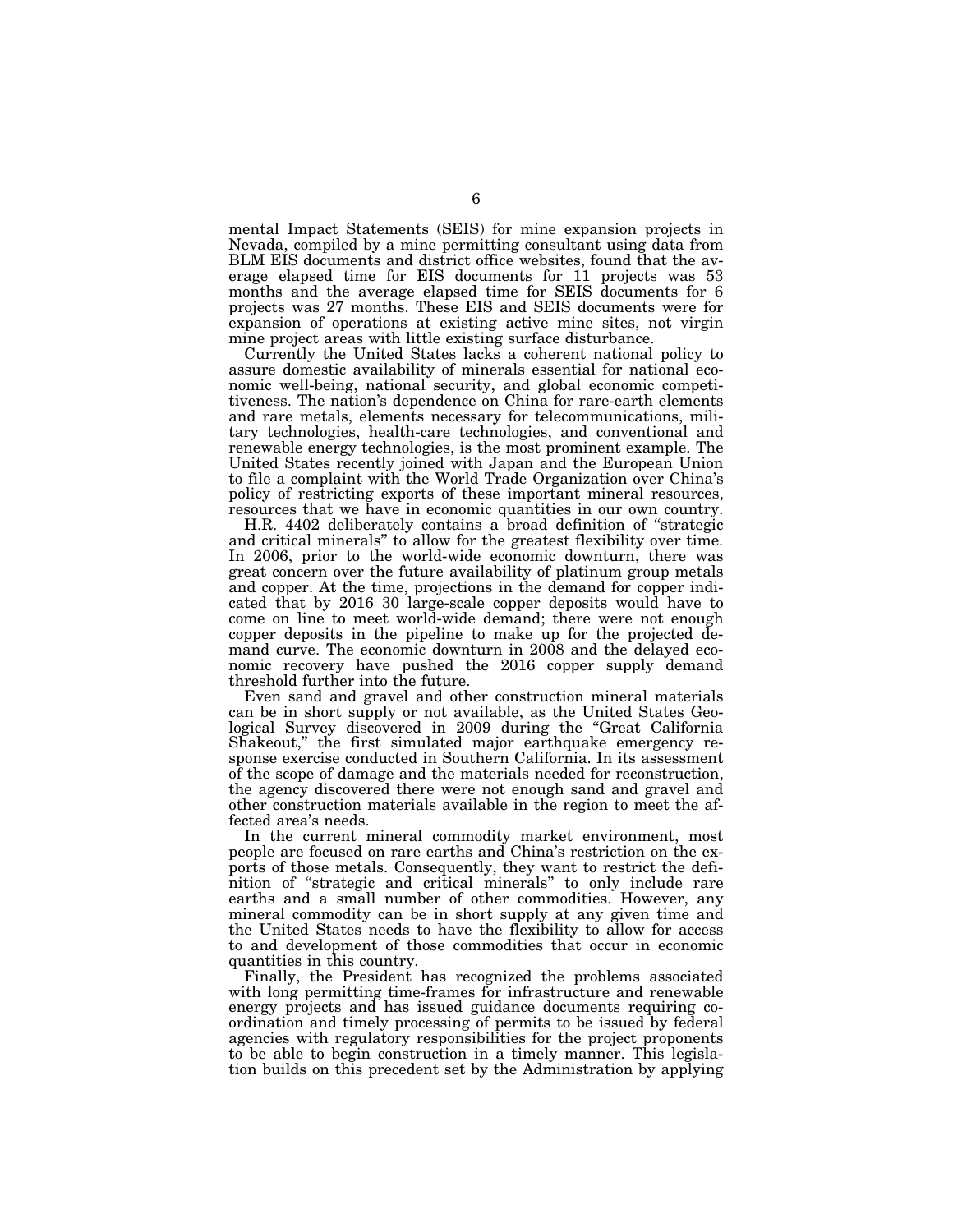mental Impact Statements (SEIS) for mine expansion projects in Nevada, compiled by a mine permitting consultant using data from BLM EIS documents and district office websites, found that the average elapsed time for EIS documents for 11 projects was 53 months and the average elapsed time for SEIS documents for 6 projects was 27 months. These EIS and SEIS documents were for expansion of operations at existing active mine sites, not virgin mine project areas with little existing surface disturbance.

Currently the United States lacks a coherent national policy to assure domestic availability of minerals essential for national economic well-being, national security, and global economic competitiveness. The nation's dependence on China for rare-earth elements and rare metals, elements necessary for telecommunications, military technologies, health-care technologies, and conventional and renewable energy technologies, is the most prominent example. The United States recently joined with Japan and the European Union to file a complaint with the World Trade Organization over China's policy of restricting exports of these important mineral resources, resources that we have in economic quantities in our own country.

H.R. 4402 deliberately contains a broad definition of "strategic and critical minerals" to allow for the greatest flexibility over time. In 2006, prior to the world-wide economic downturn, there was great concern over the future availability of platinum group metals and copper. At the time, projections in the demand for copper indicated that by 2016 30 large-scale copper deposits would have to come on line to meet world-wide demand; there were not enough copper deposits in the pipeline to make up for the projected demand curve. The economic downturn in 2008 and the delayed economic recovery have pushed the 2016 copper supply demand threshold further into the future.

Even sand and gravel and other construction mineral materials can be in short supply or not available, as the United States Geological Survey discovered in 2009 during the "Great California Shakeout," the first simulated major earthquake emergency response exercise conducted in Southern California. In its assessment of the scope of damage and the materials needed for reconstruction, the agency discovered there were not enough sand and gravel and other construction materials available in the region to meet the affected area's needs.

In the current mineral commodity market environment, most people are focused on rare earths and China's restriction on the exports of those metals. Consequently, they want to restrict the definition of "strategic and critical minerals" to only include rare earths and a small number of other commodities. However, any mineral commodity can be in short supply at any given time and the United States needs to have the flexibility to allow for access to and development of those commodities that occur in economic quantities in this country.

Finally, the President has recognized the problems associated with long permitting time-frames for infrastructure and renewable energy projects and has issued guidance documents requiring coordination and timely processing of permits to be issued by federal agencies with regulatory responsibilities for the project proponents to be able to begin construction in a timely manner. This legislation builds on this precedent set by the Administration by applying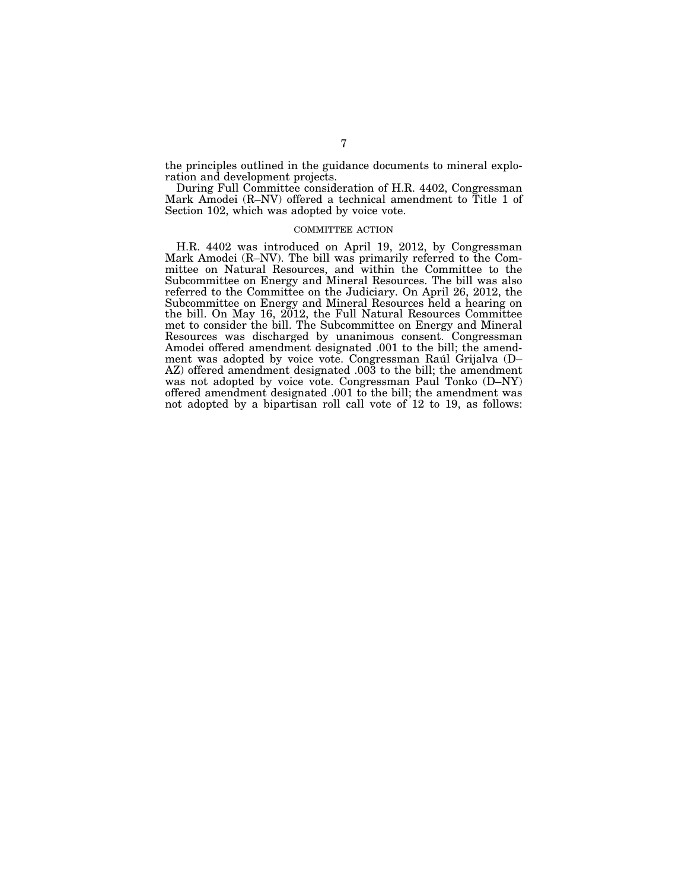the principles outlined in the guidance documents to mineral exploration and development projects.

During Full Committee consideration of H.R. 4402, Congressman Mark Amodei (R–NV) offered a technical amendment to Title 1 of Section 102, which was adopted by voice vote.

## COMMITTEE ACTION

H.R. 4402 was introduced on April 19, 2012, by Congressman Mark Amodei (R–NV). The bill was primarily referred to the Committee on Natural Resources, and within the Committee to the Subcommittee on Energy and Mineral Resources. The bill was also referred to the Committee on the Judiciary. On April 26, 2012, the Subcommittee on Energy and Mineral Resources held a hearing on the bill. On May 16, 2012, the Full Natural Resources Committee met to consider the bill. The Subcommittee on Energy and Mineral Resources was discharged by unanimous consent. Congressman Amodei offered amendment designated .001 to the bill; the amendment was adopted by voice vote. Congressman Raúl Grijalva (D–AZ) offered amendment designated .003 to the bill; the amendment was not adopted by voice vote. Congressman Paul Tonko (D–NY) offered amendment designated .001 to the bill; the amendment was not adopted by a bipartisan roll call vote of 12 to 19, as follows: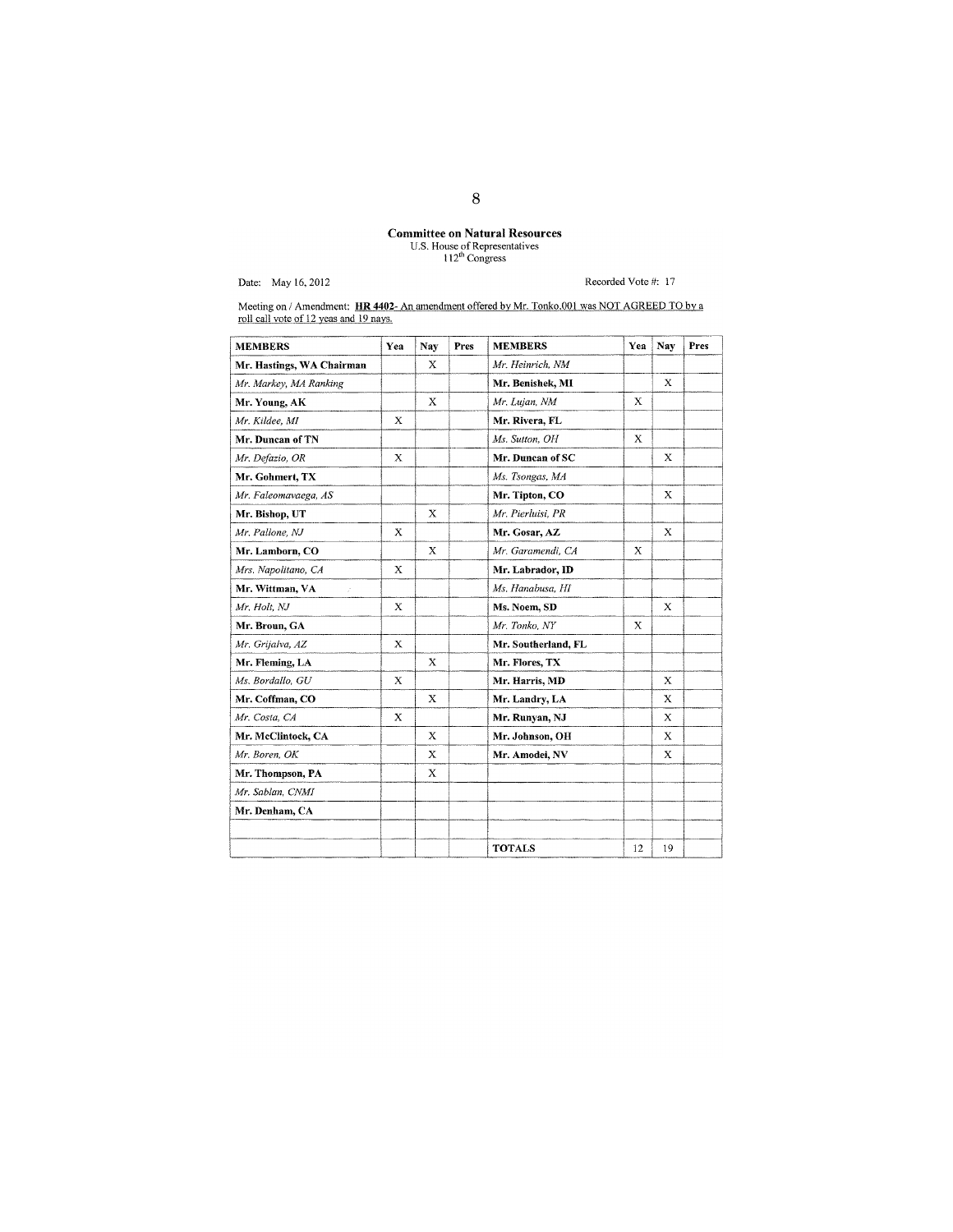**Committee on Natural Resources**
U.S. House of Representatives
112th Congress

Date: May 16, 2012

Recorded Vote #: 17

Meeting on / Amendment: **HR 4402**- An amendment offered by Mr. Tonko.001 was NOT AGREED TO by a roll call vote of 12 yeas and 19 nays.

| MEMBERS | Yea | Nay | Pres | MEMBERS | Yea | Nay | Pres |
|---|---|---|---|---|---|---|---|
| **Mr. Hastings, WA Chairman** | | X | | *Mr. Heinrich, NM* | | | |
| *Mr. Markey, MA Ranking* | | | | **Mr. Benishek, MI** | | X | |
| **Mr. Young, AK** | | X | | *Mr. Lujan, NM* | X | | |
| *Mr. Kildee, MI* | X | | | **Mr. Rivera, FL** | | | |
| **Mr. Duncan of TN** | | | | *Ms. Sutton, OH* | X | | |
| *Mr. Defazio, OR* | X | | | **Mr. Duncan of SC** | | X | |
| **Mr. Gohmert, TX** | | | | *Ms. Tsongas, MA* | | | |
| *Mr. Faleomavaega, AS* | | | | **Mr. Tipton, CO** | | X | |
| **Mr. Bishop, UT** | | X | | *Mr. Pierluisi, PR* | | | |
| *Mr. Pallone, NJ* | X | | | **Mr. Gosar, AZ** | | X | |
| **Mr. Lamborn, CO** | | X | | *Mr. Garamendi, CA* | X | | |
| *Mrs. Napolitano, CA* | X | | | **Mr. Labrador, ID** | | | |
| **Mr. Wittman, VA** | | | | *Ms. Hanabusa, HI* | | | |
| *Mr. Holt, NJ* | X | | | **Ms. Noem, SD** | | X | |
| **Mr. Broun, GA** | | | | *Mr. Tonko, NY* | X | | |
| *Mr. Grijalva, AZ* | X | | | **Mr. Southerland, FL** | | | |
| **Mr. Fleming, LA** | | X | | **Mr. Flores, TX** | | | |
| *Ms. Bordallo, GU* | X | | | **Mr. Harris, MD** | | X | |
| **Mr. Coffman, CO** | | X | | **Mr. Landry, LA** | | X | |
| *Mr. Costa, CA* | X | | | **Mr. Runyan, NJ** | | X | |
| **Mr. McClintock, CA** | | X | | **Mr. Johnson, OH** | | X | |
| *Mr. Boren, OK* | | X | | **Mr. Amodei, NV** | | X | |
| **Mr. Thompson, PA** | | X | | | | | |
| *Mr. Sablan, CNMI* | | | | | | | |
| **Mr. Denham, CA** | | | | | | | |
| | | | | | | | |
| | | | | **TOTALS** | 12 | 19 | |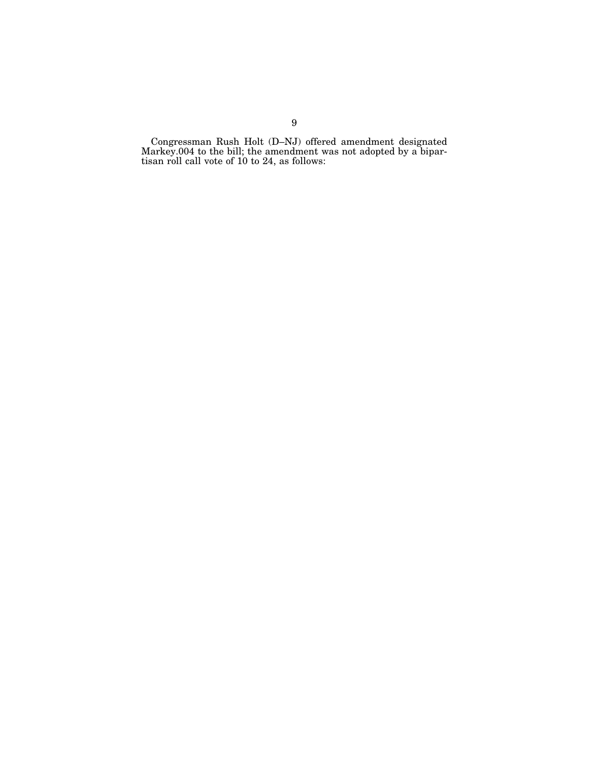Congressman Rush Holt (D–NJ) offered amendment designated Markey.004 to the bill; the amendment was not adopted by a bipartisan roll call vote of 10 to 24, as follows: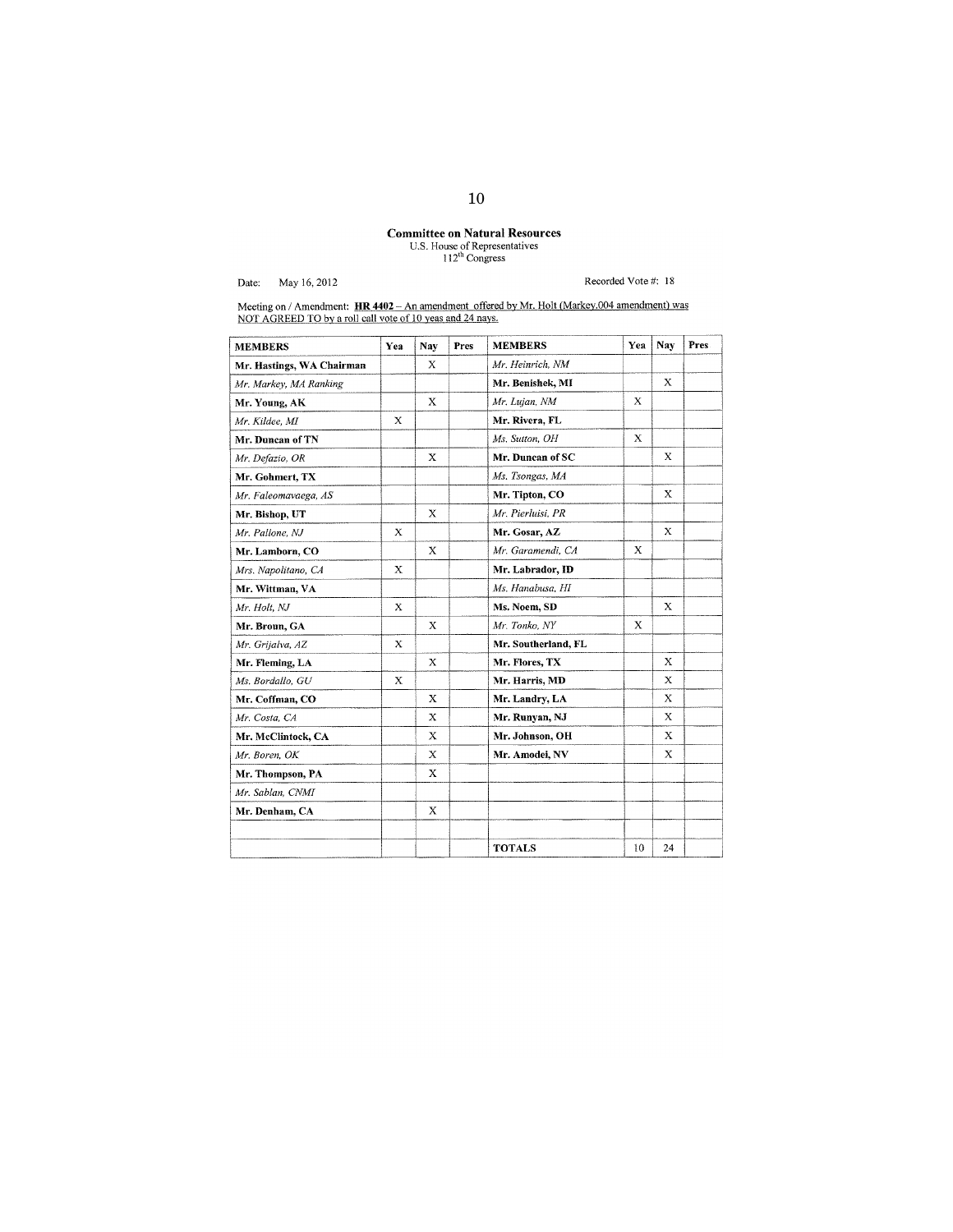**Committee on Natural Resources**
U.S. House of Representatives
112th Congress

Date: May 16, 2012

Recorded Vote #: 18

Meeting on / Amendment: **HR 4402** – An amendment offered by Mr. Holt (Markey.004 amendment) was NOT AGREED TO by a roll call vote of 10 yeas and 24 nays.

| MEMBERS | Yea | Nay | Pres | MEMBERS | Yea | Nay | Pres |
|---|---|---|---|---|---|---|---|
| **Mr. Hastings, WA Chairman** | | X | | *Mr. Heinrich, NM* | | | |
| *Mr. Markey, MA Ranking* | | | | **Mr. Benishek, MI** | | X | |
| **Mr. Young, AK** | | X | | *Mr. Lujan, NM* | X | | |
| *Mr. Kildee, MI* | X | | | **Mr. Rivera, FL** | | | |
| **Mr. Duncan of TN** | | | | *Ms. Sutton, OH* | X | | |
| *Mr. Defazio, OR* | | X | | **Mr. Duncan of SC** | | X | |
| **Mr. Gohmert, TX** | | | | *Ms. Tsongas, MA* | | | |
| *Mr. Faleomavaega, AS* | | | | **Mr. Tipton, CO** | | X | |
| **Mr. Bishop, UT** | | X | | *Mr. Pierluisi, PR* | | | |
| *Mr. Pallone, NJ* | X | | | **Mr. Gosar, AZ** | | X | |
| **Mr. Lamborn, CO** | | X | | *Mr. Garamendi, CA* | X | | |
| *Mrs. Napolitano, CA* | X | | | **Mr. Labrador, ID** | | | |
| **Mr. Wittman, VA** | | | | *Ms. Hanabusa, HI* | | | |
| *Mr. Holt, NJ* | X | | | **Ms. Noem, SD** | | X | |
| **Mr. Broun, GA** | | X | | *Mr. Tonko, NY* | X | | |
| *Mr. Grijalva, AZ* | X | | | **Mr. Southerland, FL** | | | |
| **Mr. Fleming, LA** | | X | | **Mr. Flores, TX** | | X | |
| *Ms. Bordallo, GU* | X | | | **Mr. Harris, MD** | | X | |
| **Mr. Coffman, CO** | | X | | **Mr. Landry, LA** | | X | |
| *Mr. Costa, CA* | | X | | **Mr. Runyan, NJ** | | X | |
| **Mr. McClintock, CA** | | X | | **Mr. Johnson, OH** | | X | |
| *Mr. Boren, OK* | | X | | **Mr. Amodei, NV** | | X | |
| **Mr. Thompson, PA** | | X | | | | | |
| *Mr. Sablan, CNMI* | | | | | | | |
| **Mr. Denham, CA** | | X | | | | | |
| | | | | | | | |
| | | | | **TOTALS** | 10 | 24 | |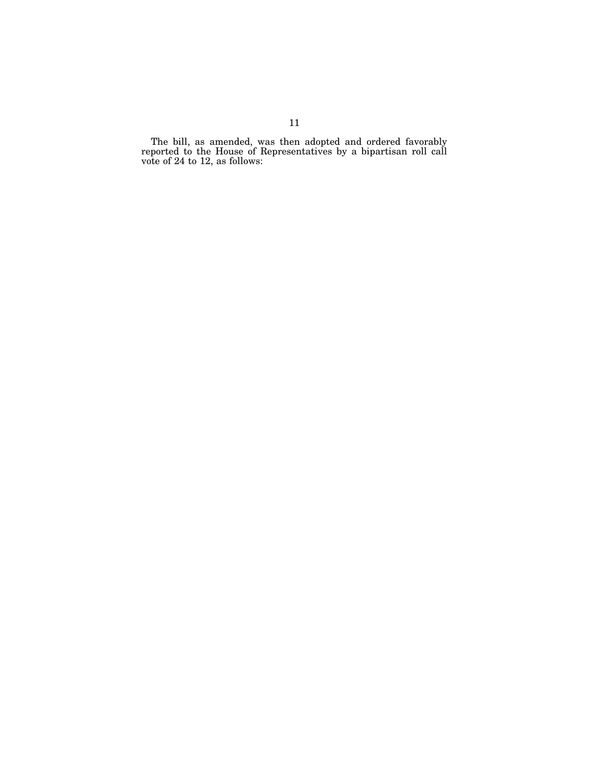The bill, as amended, was then adopted and ordered favorably reported to the House of Representatives by a bipartisan roll call vote of 24 to 12, as follows: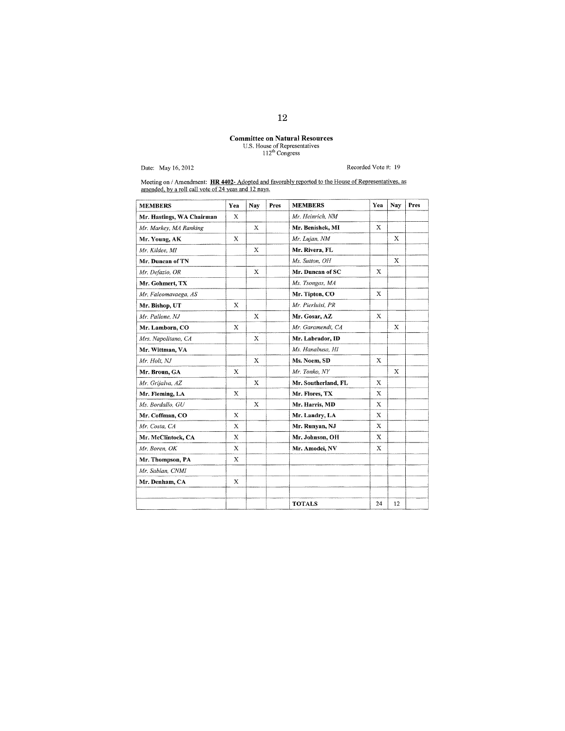**Committee on Natural Resources**
U.S. House of Representatives
112th Congress

Date: May 16, 2012

Recorded Vote #: 19

Meeting on / Amendment: **HR 4402**- Adopted and favorably reported to the House of Representatives, as amended, by a roll call vote of 24 yeas and 12 nays.

| MEMBERS | Yea | Nay | Pres | MEMBERS | Yea | Nay | Pres |
|---|---|---|---|---|---|---|---|
| **Mr. Hastings, WA Chairman** | X | | | *Mr. Heinrich, NM* | | | |
| *Mr. Markey, MA Ranking* | | X | | **Mr. Benishek, MI** | X | | |
| **Mr. Young, AK** | X | | | *Mr. Lujan, NM* | | X | |
| *Mr. Kildee, MI* | | X | | **Mr. Rivera, FL** | | | |
| **Mr. Duncan of TN** | | | | *Ms. Sutton, OH* | | X | |
| *Mr. Defazio, OR* | | X | | **Mr. Duncan of SC** | X | | |
| **Mr. Gohmert, TX** | | | | *Ms. Tsongas, MA* | | | |
| *Mr. Faleomavaega, AS* | | | | **Mr. Tipton, CO** | X | | |
| **Mr. Bishop, UT** | X | | | *Mr. Pierluisi, PR* | | | |
| *Mr. Pallone, NJ* | | X | | **Mr. Gosar, AZ** | X | | |
| **Mr. Lamborn, CO** | X | | | *Mr. Garamendi, CA* | | X | |
| *Mrs. Napolitano, CA* | | X | | **Mr. Labrador, ID** | | | |
| **Mr. Wittman, VA** | | | | *Ms. Hanabusa, HI* | | | |
| *Mr. Holt, NJ* | | X | | **Ms. Noem, SD** | X | | |
| **Mr. Broun, GA** | X | | | *Mr. Tonko, NY* | | X | |
| *Mr. Grijalva, AZ* | | X | | **Mr. Southerland, FL** | X | | |
| **Mr. Fleming, LA** | X | | | **Mr. Flores, TX** | X | | |
| *Ms. Bordallo, GU* | | X | | **Mr. Harris, MD** | X | | |
| **Mr. Coffman, CO** | X | | | **Mr. Landry, LA** | X | | |
| *Mr. Costa, CA* | X | | | **Mr. Runyan, NJ** | X | | |
| **Mr. McClintock, CA** | X | | | **Mr. Johnson, OH** | X | | |
| *Mr. Boren, OK* | X | | | **Mr. Amodei, NV** | X | | |
| **Mr. Thompson, PA** | X | | | | | | |
| *Mr. Sablan, CNMI* | | | | | | | |
| **Mr. Denham, CA** | X | | | | | | |
| | | | | | | | |
| | | | | **TOTALS** | 24 | 12 | |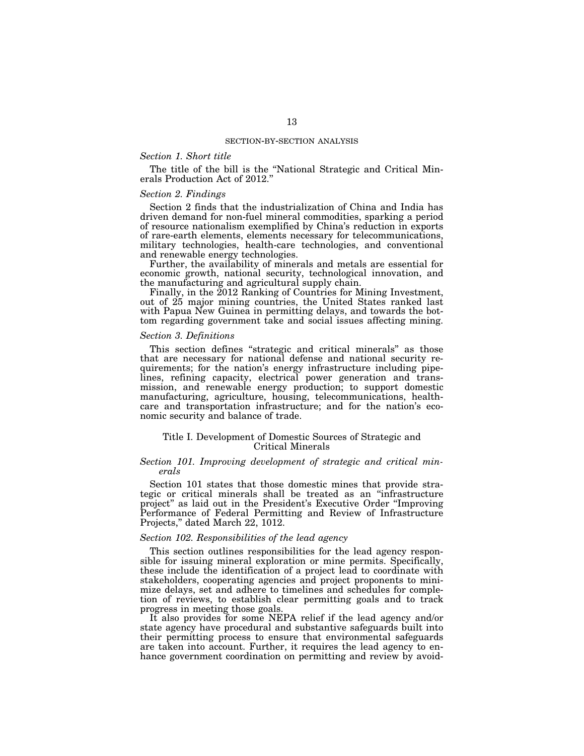## SECTION-BY-SECTION ANALYSIS

### *Section 1. Short title*

The title of the bill is the "National Strategic and Critical Minerals Production Act of 2012."

### *Section 2. Findings*

Section 2 finds that the industrialization of China and India has driven demand for non-fuel mineral commodities, sparking a period of resource nationalism exemplified by China's reduction in exports of rare-earth elements, elements necessary for telecommunications, military technologies, health-care technologies, and conventional and renewable energy technologies.

Further, the availability of minerals and metals are essential for economic growth, national security, technological innovation, and the manufacturing and agricultural supply chain.

Finally, in the 2012 Ranking of Countries for Mining Investment, out of 25 major mining countries, the United States ranked last with Papua New Guinea in permitting delays, and towards the bottom regarding government take and social issues affecting mining.

### *Section 3. Definitions*

This section defines "strategic and critical minerals" as those that are necessary for national defense and national security requirements; for the nation's energy infrastructure including pipelines, refining capacity, electrical power generation and transmission, and renewable energy production; to support domestic manufacturing, agriculture, housing, telecommunications, healthcare and transportation infrastructure; and for the nation's economic security and balance of trade.

## Title I. Development of Domestic Sources of Strategic and Critical Minerals

### *Section 101. Improving development of strategic and critical minerals*

Section 101 states that those domestic mines that provide strategic or critical minerals shall be treated as an "infrastructure project" as laid out in the President's Executive Order "Improving Performance of Federal Permitting and Review of Infrastructure Projects," dated March 22, 1012.

### *Section 102. Responsibilities of the lead agency*

This section outlines responsibilities for the lead agency responsible for issuing mineral exploration or mine permits. Specifically, these include the identification of a project lead to coordinate with stakeholders, cooperating agencies and project proponents to minimize delays, set and adhere to timelines and schedules for completion of reviews, to establish clear permitting goals and to track progress in meeting those goals.

It also provides for some NEPA relief if the lead agency and/or state agency have procedural and substantive safeguards built into their permitting process to ensure that environmental safeguards are taken into account. Further, it requires the lead agency to enhance government coordination on permitting and review by avoid-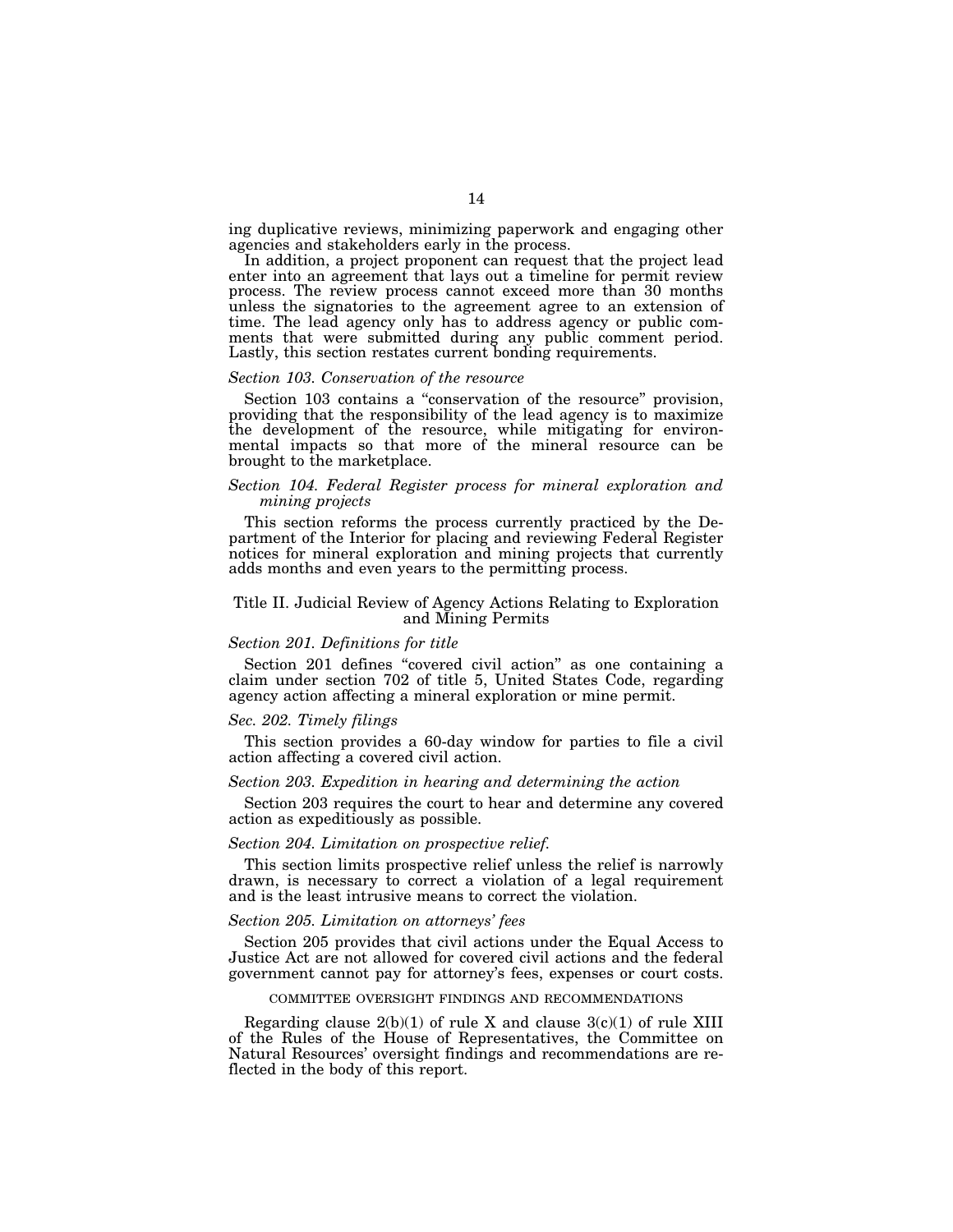ing duplicative reviews, minimizing paperwork and engaging other agencies and stakeholders early in the process.

In addition, a project proponent can request that the project lead enter into an agreement that lays out a timeline for permit review process. The review process cannot exceed more than 30 months unless the signatories to the agreement agree to an extension of time. The lead agency only has to address agency or public comments that were submitted during any public comment period. Lastly, this section restates current bonding requirements.

*Section 103. Conservation of the resource*

Section 103 contains a "conservation of the resource" provision, providing that the responsibility of the lead agency is to maximize the development of the resource, while mitigating for environmental impacts so that more of the mineral resource can be brought to the marketplace.

*Section 104. Federal Register process for mineral exploration and mining projects*

This section reforms the process currently practiced by the Department of the Interior for placing and reviewing Federal Register notices for mineral exploration and mining projects that currently adds months and even years to the permitting process.

## Title II. Judicial Review of Agency Actions Relating to Exploration and Mining Permits

*Section 201. Definitions for title*

Section 201 defines "covered civil action" as one containing a claim under section 702 of title 5, United States Code, regarding agency action affecting a mineral exploration or mine permit.

*Sec. 202. Timely filings*

This section provides a 60-day window for parties to file a civil action affecting a covered civil action.

*Section 203. Expedition in hearing and determining the action*

Section 203 requires the court to hear and determine any covered action as expeditiously as possible.

*Section 204. Limitation on prospective relief.*

This section limits prospective relief unless the relief is narrowly drawn, is necessary to correct a violation of a legal requirement and is the least intrusive means to correct the violation.

*Section 205. Limitation on attorneys' fees*

Section 205 provides that civil actions under the Equal Access to Justice Act are not allowed for covered civil actions and the federal government cannot pay for attorney's fees, expenses or court costs.

COMMITTEE OVERSIGHT FINDINGS AND RECOMMENDATIONS

Regarding clause 2(b)(1) of rule X and clause 3(c)(1) of rule XIII of the Rules of the House of Representatives, the Committee on Natural Resources' oversight findings and recommendations are reflected in the body of this report.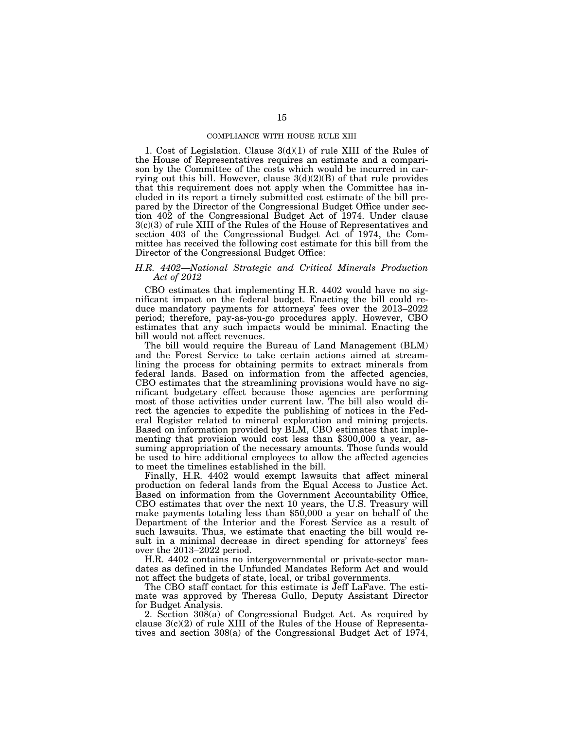## COMPLIANCE WITH HOUSE RULE XIII

1. Cost of Legislation. Clause 3(d)(1) of rule XIII of the Rules of the House of Representatives requires an estimate and a comparison by the Committee of the costs which would be incurred in carrying out this bill. However, clause 3(d)(2)(B) of that rule provides that this requirement does not apply when the Committee has included in its report a timely submitted cost estimate of the bill prepared by the Director of the Congressional Budget Office under section 402 of the Congressional Budget Act of 1974. Under clause 3(c)(3) of rule XIII of the Rules of the House of Representatives and section 403 of the Congressional Budget Act of 1974, the Committee has received the following cost estimate for this bill from the Director of the Congressional Budget Office:

### *H.R. 4402—National Strategic and Critical Minerals Production Act of 2012*

CBO estimates that implementing H.R. 4402 would have no significant impact on the federal budget. Enacting the bill could reduce mandatory payments for attorneys' fees over the 2013–2022 period; therefore, pay-as-you-go procedures apply. However, CBO estimates that any such impacts would be minimal. Enacting the bill would not affect revenues.

The bill would require the Bureau of Land Management (BLM) and the Forest Service to take certain actions aimed at streamlining the process for obtaining permits to extract minerals from federal lands. Based on information from the affected agencies, CBO estimates that the streamlining provisions would have no significant budgetary effect because those agencies are performing most of those activities under current law. The bill also would direct the agencies to expedite the publishing of notices in the Federal Register related to mineral exploration and mining projects. Based on information provided by BLM, CBO estimates that implementing that provision would cost less than $300,000 a year, assuming appropriation of the necessary amounts. Those funds would be used to hire additional employees to allow the affected agencies to meet the timelines established in the bill.

Finally, H.R. 4402 would exempt lawsuits that affect mineral production on federal lands from the Equal Access to Justice Act. Based on information from the Government Accountability Office, CBO estimates that over the next 10 years, the U.S. Treasury will make payments totaling less than $50,000 a year on behalf of the Department of the Interior and the Forest Service as a result of such lawsuits. Thus, we estimate that enacting the bill would result in a minimal decrease in direct spending for attorneys' fees over the 2013–2022 period.

H.R. 4402 contains no intergovernmental or private-sector mandates as defined in the Unfunded Mandates Reform Act and would not affect the budgets of state, local, or tribal governments.

The CBO staff contact for this estimate is Jeff LaFave. The estimate was approved by Theresa Gullo, Deputy Assistant Director for Budget Analysis.

2. Section 308(a) of Congressional Budget Act. As required by clause 3(c)(2) of rule XIII of the Rules of the House of Representatives and section 308(a) of the Congressional Budget Act of 1974,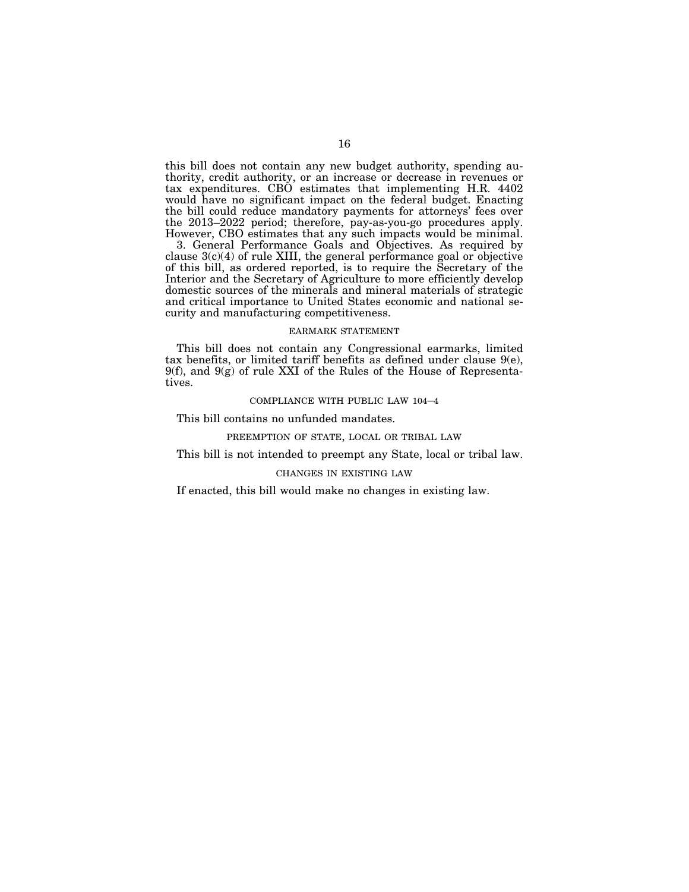this bill does not contain any new budget authority, spending authority, credit authority, or an increase or decrease in revenues or tax expenditures. CBO estimates that implementing H.R. 4402 would have no significant impact on the federal budget. Enacting the bill could reduce mandatory payments for attorneys' fees over the 2013–2022 period; therefore, pay-as-you-go procedures apply. However, CBO estimates that any such impacts would be minimal.

3. General Performance Goals and Objectives. As required by clause 3(c)(4) of rule XIII, the general performance goal or objective of this bill, as ordered reported, is to require the Secretary of the Interior and the Secretary of Agriculture to more efficiently develop domestic sources of the minerals and mineral materials of strategic and critical importance to United States economic and national security and manufacturing competitiveness.

## EARMARK STATEMENT

This bill does not contain any Congressional earmarks, limited tax benefits, or limited tariff benefits as defined under clause 9(e), 9(f), and 9(g) of rule XXI of the Rules of the House of Representatives.

## COMPLIANCE WITH PUBLIC LAW 104–4

This bill contains no unfunded mandates.

## PREEMPTION OF STATE, LOCAL OR TRIBAL LAW

This bill is not intended to preempt any State, local or tribal law.

## CHANGES IN EXISTING LAW

If enacted, this bill would make no changes in existing law.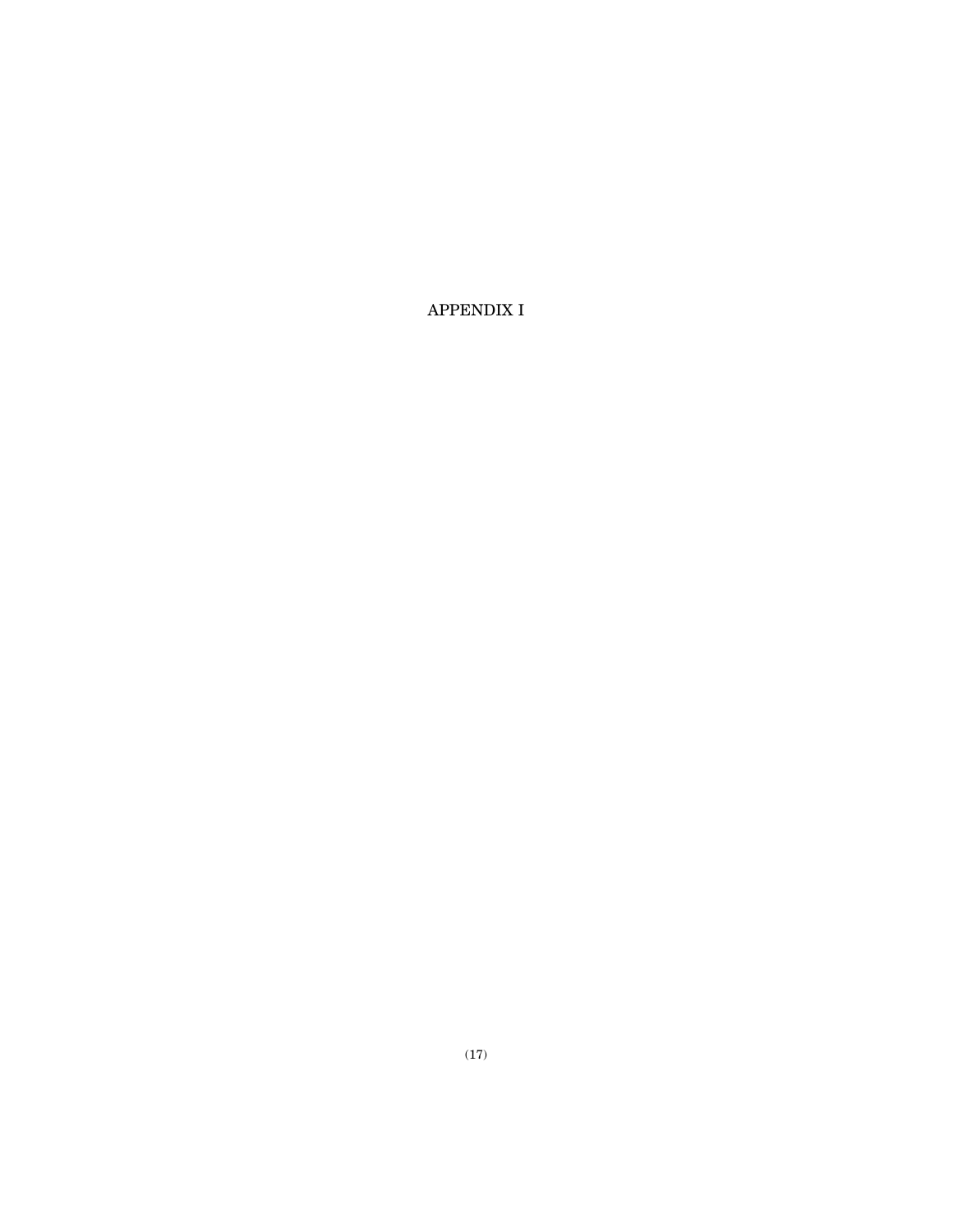# APPENDIX I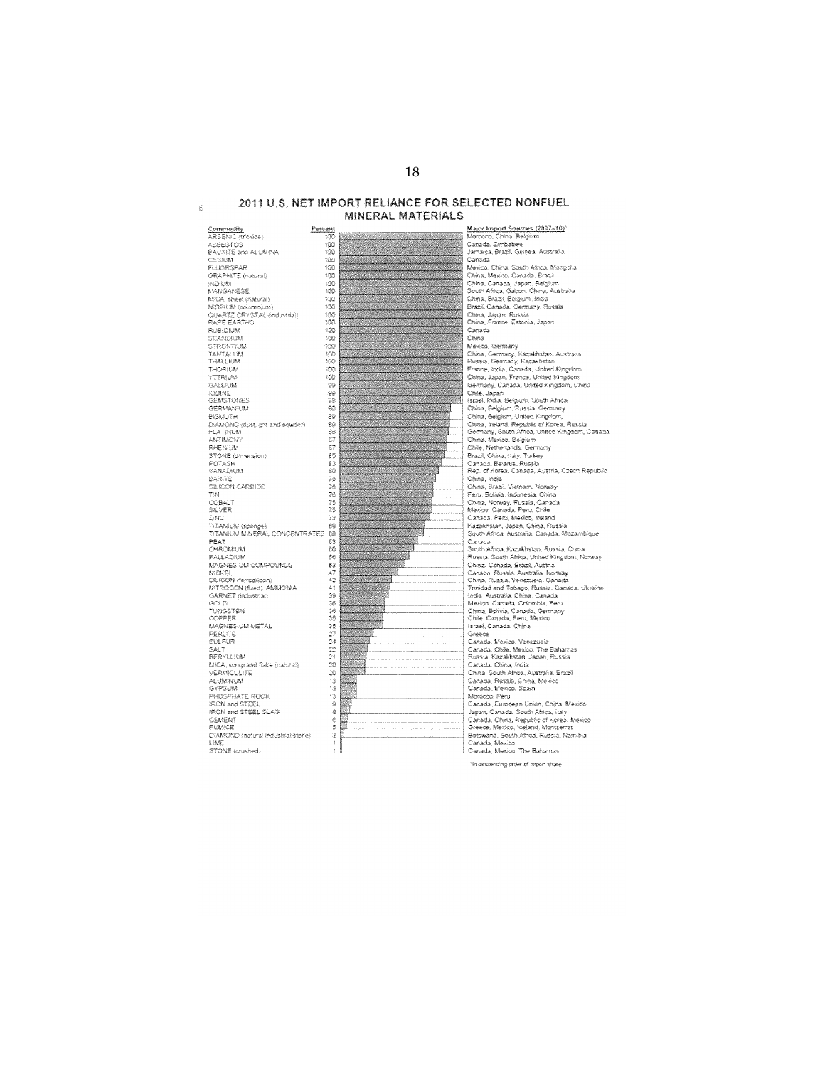## 2011 U.S. NET IMPORT RELIANCE FOR SELECTED NONFUEL MINERAL MATERIALS

| Commodity | Percent | Major Import Sources (2007–10)[1] |
|---|---|---|
| ARSENIC (trioxide) | 100 | Morocco, China, Belgium |
| ASBESTOS | 100 | Canada, Zimbabwe |
| BAUXITE and ALUMINA | 100 | Jamaica, Brazil, Guinea, Australia |
| CESIUM | 100 | Canada |
| FLUORSPAR | 100 | Mexico, China, South Africa, Mongolia |
| GRAPHITE (natural) | 100 | China, Mexico, Canada, Brazil |
| INDIUM | 100 | China, Canada, Japan, Belgium |
| MANGANESE | 100 | South Africa, Gabon, China, Australia |
| MICA, sheet (natural) | 100 | China, Brazil, Belgium, India |
| NIOBIUM (columbium) | 100 | Brazil, Canada, Germany, Russia |
| QUARTZ CRYSTAL (industrial) | 100 | China, Japan, Russia |
| RARE EARTHS | 100 | China, France, Estonia, Japan |
| RUBIDIUM | 100 | Canada |
| SCANDIUM | 100 | China |
| STRONTIUM | 100 | Mexico, Germany |
| TANTALUM | 100 | China, Germany, Kazakhstan, Australia |
| THALLIUM | 100 | Russia, Germany, Kazakhstan |
| THORIUM | 100 | France, India, Canada, United Kingdom |
| YTTRIUM | 100 | China, Japan, France, United Kingdom |
| GALLIUM | 99 | Germany, Canada, United Kingdom, China |
| IODINE | 99 | Chile, Japan |
| GEMSTONES | 98 | Israel, India, Belgium, South Africa |
| GERMANIUM | 90 | China, Belgium, Russia, Germany |
| BISMUTH | 89 | China, Belgium, United Kingdom |
| DIAMOND (dust, grit and powder) | 89 | China, Ireland, Republic of Korea, Russia |
| PLATINUM | 88 | Germany, South Africa, United Kingdom, Canada |
| ANTIMONY | 87 | China, Mexico, Belgium |
| RHENIUM | 87 | Chile, Netherlands, Germany |
| STONE (dimension) | 85 | Brazil, China, Italy, Turkey |
| POTASH | 83 | Canada, Belarus, Russia |
| VANADIUM | 80 | Rep. of Korea, Canada, Austria, Czech Republic |
| BARITE | 78 | China, India |
| SILICON CARBIDE | 78 | China, Brazil, Vietnam, Norway |
| TIN | 76 | Peru, Bolivia, Indonesia, China |
| COBALT | 75 | China, Norway, Russia, Canada |
| SILVER | 75 | Mexico, Canada, Peru, Chile |
| ZINC | 73 | Canada, Peru, Mexico, Ireland |
| TITANIUM (sponge) | 69 | Kazakhstan, Japan, China, Russia |
| TITANIUM MINERAL CONCENTRATES | 68 | South Africa, Australia, Canada, Mozambique |
| PEAT | 63 | Canada |
| CHROMIUM | 60 | South Africa, Kazakhstan, Russia, China |
| PALLADIUM | 56 | Russia, South Africa, United Kingdom, Norway |
| MAGNESIUM COMPOUNDS | 53 | China, Canada, Brazil, Austria |
| NICKEL | 47 | Canada, Russia, Australia, Norway |
| SILICON (ferrosilicon) | 42 | China, Russia, Venezuela, Canada |
| NITROGEN (fixed), AMMONIA | 41 | Trinidad and Tobago, Russia, Canada, Ukraine |
| GARNET (industrial) | 39 | India, Australia, China, Canada |
| GOLD | 38 | Mexico, Canada, Colombia, Peru |
| TUNGSTEN | 36 | China, Bolivia, Canada, Germany |
| COPPER | 35 | Chile, Canada, Peru, Mexico |
| MAGNESIUM METAL | 35 | Israel, Canada, China |
| PERLITE | 27 | Greece |
| SULFUR | 24 | Canada, Mexico, Venezuela |
| SALT | 22 | Canada, Chile, Mexico, The Bahamas |
| BERYLLIUM | 21 | Russia, Kazakhstan, Japan, Russia |
| MICA, scrap and flake (natural) | 20 | Canada, China, India |
| VERMICULITE | 20 | China, South Africa, Australia, Brazil |
| ALUMINUM | 13 | Canada, Russia, China, Mexico |
| GYPSUM | 13 | Canada, Mexico, Spain |
| PHOSPHATE ROCK | 13 | Morocco, Peru |
| IRON and STEEL | 9 | Canada, European Union, China, Mexico |
| IRON and STEEL SLAG | 6 | Japan, Canada, South Africa, Italy |
| CEMENT | 6 | Canada, China, Republic of Korea, Mexico |
| PUMICE | 5 | Greece, Mexico, Iceland, Montserrat |
| DIAMOND (natural industrial stone) | 3 | Botswana, South Africa, Russia, Namibia |
| LIME | 1 | Canada, Mexico |
| STONE (crushed) | 1 | Canada, Mexico, The Bahamas |

[1] In descending order of import share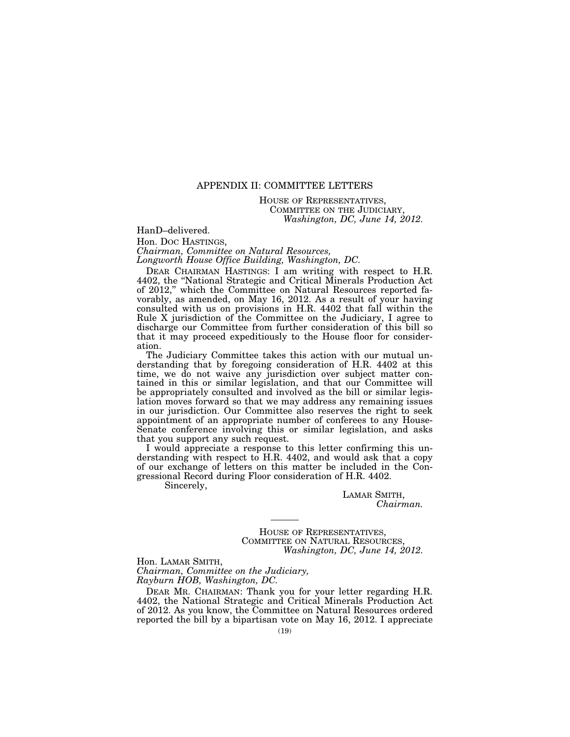## APPENDIX II: COMMITTEE LETTERS

HOUSE OF REPRESENTATIVES,
COMMITTEE ON THE JUDICIARY,
*Washington, DC, June 14, 2012.*

HanD–delivered.

Hon. DOC HASTINGS,
*Chairman, Committee on Natural Resources,*
*Longworth House Office Building, Washington, DC.*

DEAR CHAIRMAN HASTINGS: I am writing with respect to H.R. 4402, the "National Strategic and Critical Minerals Production Act of 2012," which the Committee on Natural Resources reported favorably, as amended, on May 16, 2012. As a result of your having consulted with us on provisions in H.R. 4402 that fall within the Rule X jurisdiction of the Committee on the Judiciary, I agree to discharge our Committee from further consideration of this bill so that it may proceed expeditiously to the House floor for consideration.

The Judiciary Committee takes this action with our mutual understanding that by foregoing consideration of H.R. 4402 at this time, we do not waive any jurisdiction over subject matter contained in this or similar legislation, and that our Committee will be appropriately consulted and involved as the bill or similar legislation moves forward so that we may address any remaining issues in our jurisdiction. Our Committee also reserves the right to seek appointment of an appropriate number of conferees to any House-Senate conference involving this or similar legislation, and asks that you support any such request.

I would appreciate a response to this letter confirming this understanding with respect to H.R. 4402, and would ask that a copy of our exchange of letters on this matter be included in the Congressional Record during Floor consideration of H.R. 4402.

Sincerely,

LAMAR SMITH,
*Chairman.*

---

HOUSE OF REPRESENTATIVES,
COMMITTEE ON NATURAL RESOURCES,
*Washington, DC, June 14, 2012.*

Hon. LAMAR SMITH,
*Chairman, Committee on the Judiciary,*
*Rayburn HOB, Washington, DC.*

DEAR MR. CHAIRMAN: Thank you for your letter regarding H.R. 4402, the National Strategic and Critical Minerals Production Act of 2012. As you know, the Committee on Natural Resources ordered reported the bill by a bipartisan vote on May 16, 2012. I appreciate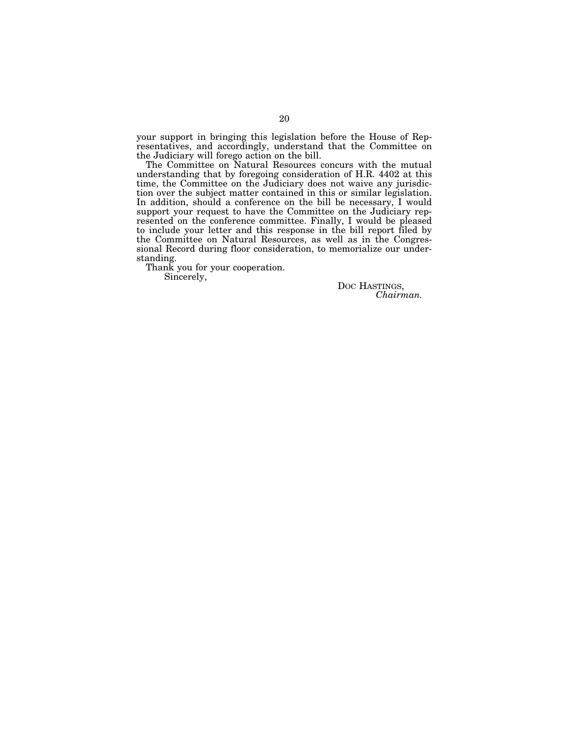your support in bringing this legislation before the House of Representatives, and accordingly, understand that the Committee on the Judiciary will forego action on the bill.

The Committee on Natural Resources concurs with the mutual understanding that by foregoing consideration of H.R. 4402 at this time, the Committee on the Judiciary does not waive any jurisdiction over the subject matter contained in this or similar legislation. In addition, should a conference on the bill be necessary, I would support your request to have the Committee on the Judiciary represented on the conference committee. Finally, I would be pleased to include your letter and this response in the bill report filed by the Committee on Natural Resources, as well as in the Congressional Record during floor consideration, to memorialize our understanding.

Thank you for your cooperation.

Sincerely,

DOC HASTINGS,
*Chairman.*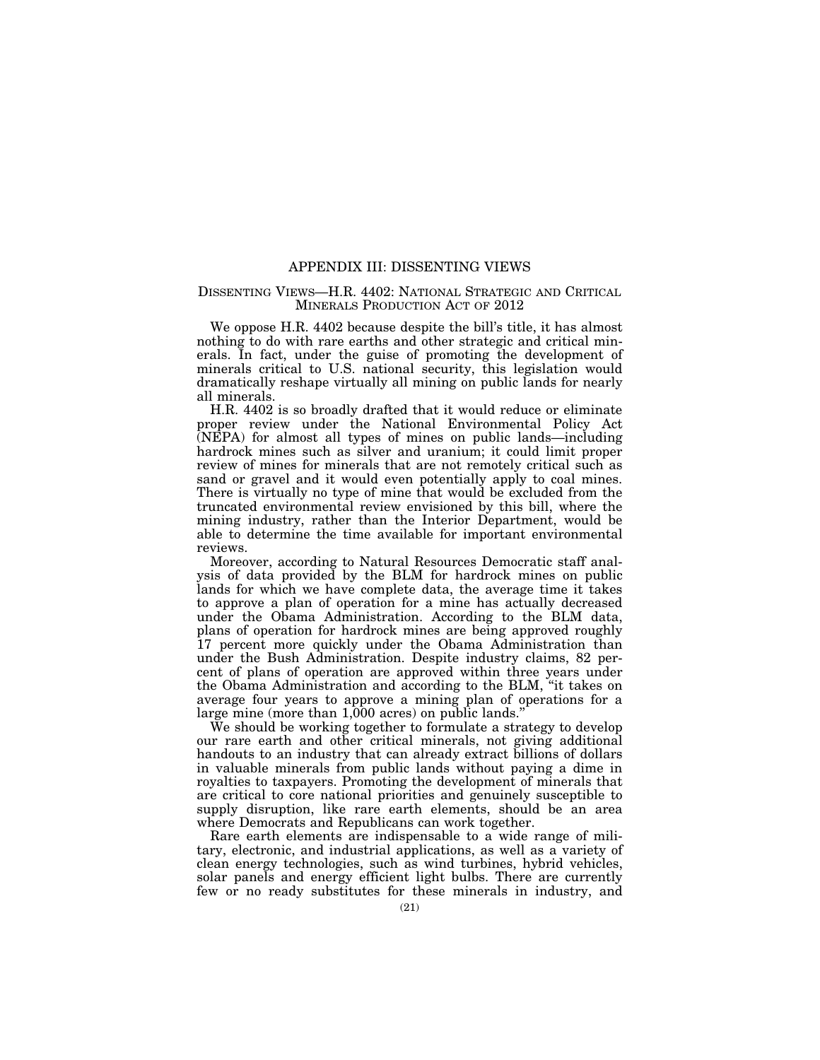## APPENDIX III: DISSENTING VIEWS

### DISSENTING VIEWS—H.R. 4402: NATIONAL STRATEGIC AND CRITICAL MINERALS PRODUCTION ACT OF 2012

We oppose H.R. 4402 because despite the bill's title, it has almost nothing to do with rare earths and other strategic and critical minerals. In fact, under the guise of promoting the development of minerals critical to U.S. national security, this legislation would dramatically reshape virtually all mining on public lands for nearly all minerals.

H.R. 4402 is so broadly drafted that it would reduce or eliminate proper review under the National Environmental Policy Act (NEPA) for almost all types of mines on public lands—including hardrock mines such as silver and uranium; it could limit proper review of mines for minerals that are not remotely critical such as sand or gravel and it would even potentially apply to coal mines. There is virtually no type of mine that would be excluded from the truncated environmental review envisioned by this bill, where the mining industry, rather than the Interior Department, would be able to determine the time available for important environmental reviews.

Moreover, according to Natural Resources Democratic staff analysis of data provided by the BLM for hardrock mines on public lands for which we have complete data, the average time it takes to approve a plan of operation for a mine has actually decreased under the Obama Administration. According to the BLM data, plans of operation for hardrock mines are being approved roughly 17 percent more quickly under the Obama Administration than under the Bush Administration. Despite industry claims, 82 percent of plans of operation are approved within three years under the Obama Administration and according to the BLM, "it takes on average four years to approve a mining plan of operations for a large mine (more than 1,000 acres) on public lands."

We should be working together to formulate a strategy to develop our rare earth and other critical minerals, not giving additional handouts to an industry that can already extract billions of dollars in valuable minerals from public lands without paying a dime in royalties to taxpayers. Promoting the development of minerals that are critical to core national priorities and genuinely susceptible to supply disruption, like rare earth elements, should be an area where Democrats and Republicans can work together.

Rare earth elements are indispensable to a wide range of military, electronic, and industrial applications, as well as a variety of clean energy technologies, such as wind turbines, hybrid vehicles, solar panels and energy efficient light bulbs. There are currently few or no ready substitutes for these minerals in industry, and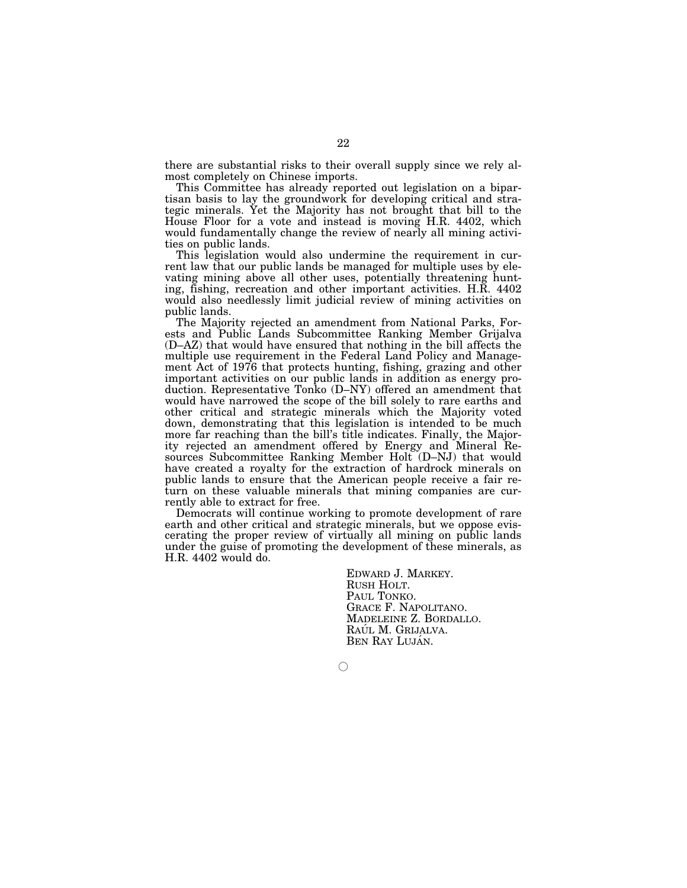there are substantial risks to their overall supply since we rely almost completely on Chinese imports.

This Committee has already reported out legislation on a bipartisan basis to lay the groundwork for developing critical and strategic minerals. Yet the Majority has not brought that bill to the House Floor for a vote and instead is moving H.R. 4402, which would fundamentally change the review of nearly all mining activities on public lands.

This legislation would also undermine the requirement in current law that our public lands be managed for multiple uses by elevating mining above all other uses, potentially threatening hunting, fishing, recreation and other important activities. H.R. 4402 would also needlessly limit judicial review of mining activities on public lands.

The Majority rejected an amendment from National Parks, Forests and Public Lands Subcommittee Ranking Member Grijalva (D–AZ) that would have ensured that nothing in the bill affects the multiple use requirement in the Federal Land Policy and Management Act of 1976 that protects hunting, fishing, grazing and other important activities on our public lands in addition as energy production. Representative Tonko (D–NY) offered an amendment that would have narrowed the scope of the bill solely to rare earths and other critical and strategic minerals which the Majority voted down, demonstrating that this legislation is intended to be much more far reaching than the bill's title indicates. Finally, the Majority rejected an amendment offered by Energy and Mineral Resources Subcommittee Ranking Member Holt (D–NJ) that would have created a royalty for the extraction of hardrock minerals on public lands to ensure that the American people receive a fair return on these valuable minerals that mining companies are currently able to extract for free.

Democrats will continue working to promote development of rare earth and other critical and strategic minerals, but we oppose eviscerating the proper review of virtually all mining on public lands under the guise of promoting the development of these minerals, as H.R. 4402 would do.

EDWARD J. MARKEY.
RUSH HOLT.
PAUL TONKO.
GRACE F. NAPOLITANO.
MADELEINE Z. BORDALLO.
RAÚL M. GRIJALVA.
BEN RAY LUJÁN.